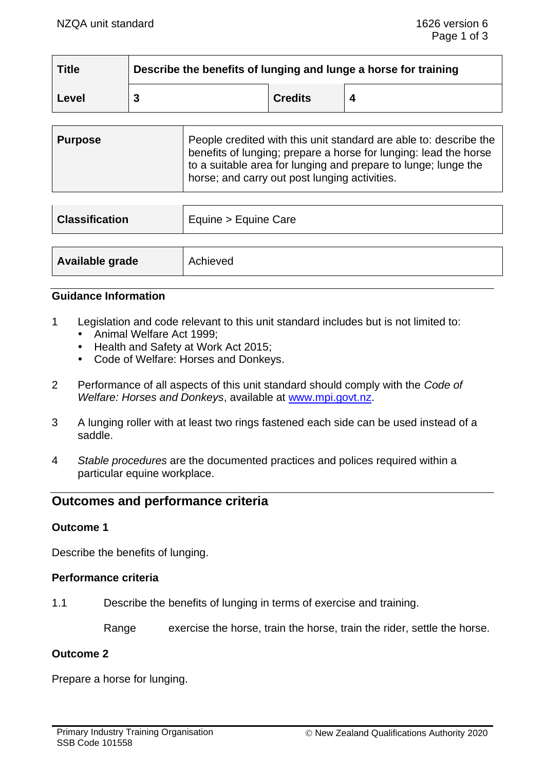| Title | Describe the benefits of lunging and lunge a horse for training | | |
|---|---|---|---|
| Level | 3 | Credits | 4 |

| Purpose | People credited with this unit standard are able to: describe the benefits of lunging; prepare a horse for lunging: lead the horse to a suitable area for lunging and prepare to lunge; lunge the horse; and carry out post lunging activities. |
|---|---|

| Classification | Equine > Equine Care |
|---|---|

| Available grade | Achieved |
|---|---|

### Guidance Information

1. Legislation and code relevant to this unit standard includes but is not limited to:
   - Animal Welfare Act 1999;
   - Health and Safety at Work Act 2015;
   - Code of Welfare: Horses and Donkeys.

2. Performance of all aspects of this unit standard should comply with the *Code of Welfare: Horses and Donkeys*, available at www.mpi.govt.nz.

3. A lunging roller with at least two rings fastened each side can be used instead of a saddle.

4. *Stable procedures* are the documented practices and polices required within a particular equine workplace.

## Outcomes and performance criteria

### Outcome 1

Describe the benefits of lunging.

### Performance criteria

1.1 Describe the benefits of lunging in terms of exercise and training.

Range exercise the horse, train the horse, train the rider, settle the horse.

### Outcome 2

Prepare a horse for lunging.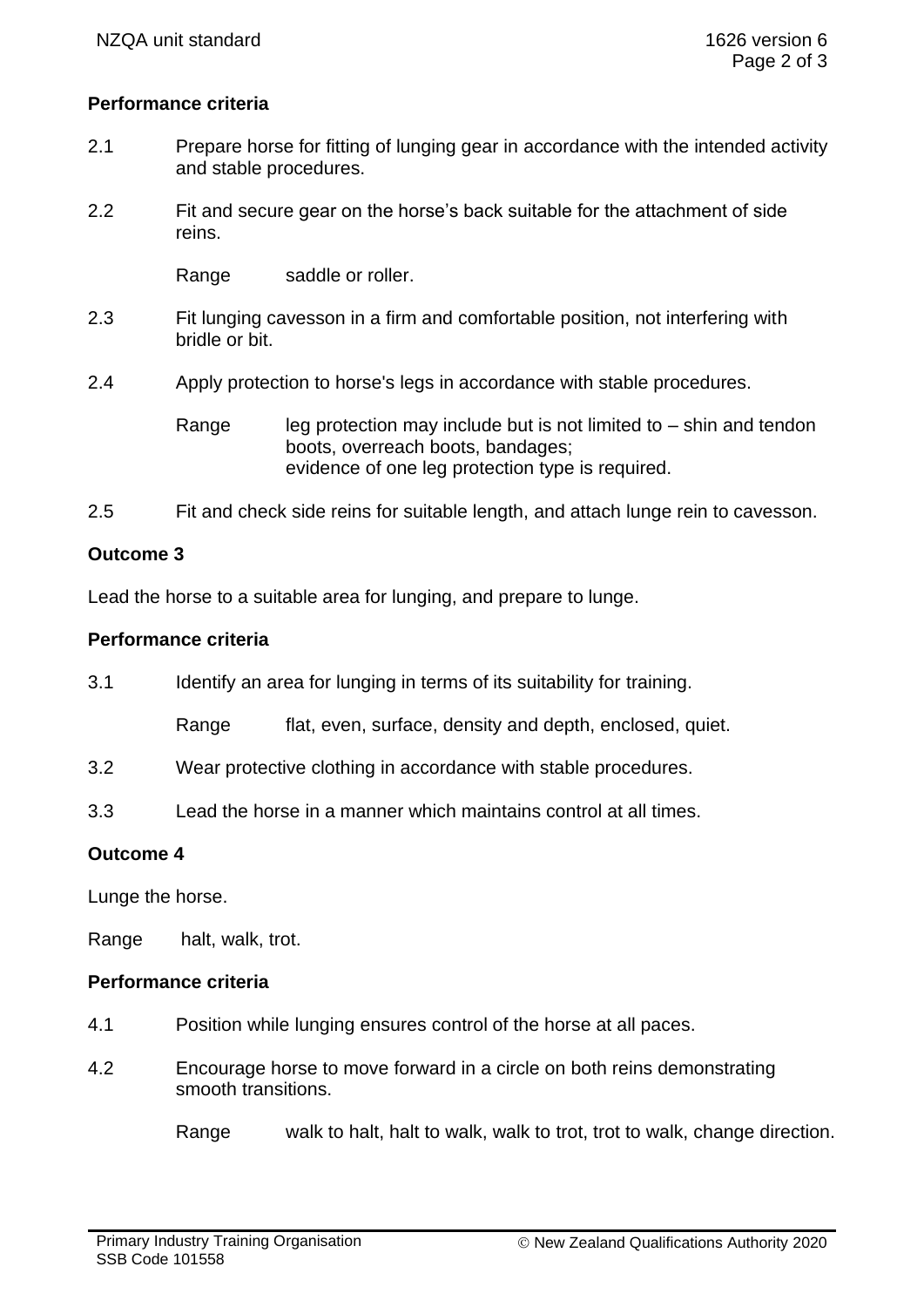**Performance criteria**

2.1 Prepare horse for fitting of lunging gear in accordance with the intended activity and stable procedures.

2.2 Fit and secure gear on the horse's back suitable for the attachment of side reins.

Range saddle or roller.

2.3 Fit lunging cavesson in a firm and comfortable position, not interfering with bridle or bit.

2.4 Apply protection to horse's legs in accordance with stable procedures.

Range leg protection may include but is not limited to – shin and tendon boots, overreach boots, bandages;
evidence of one leg protection type is required.

2.5 Fit and check side reins for suitable length, and attach lunge rein to cavesson.

**Outcome 3**

Lead the horse to a suitable area for lunging, and prepare to lunge.

**Performance criteria**

3.1 Identify an area for lunging in terms of its suitability for training.

Range flat, even, surface, density and depth, enclosed, quiet.

3.2 Wear protective clothing in accordance with stable procedures.

3.3 Lead the horse in a manner which maintains control at all times.

**Outcome 4**

Lunge the horse.

Range halt, walk, trot.

**Performance criteria**

4.1 Position while lunging ensures control of the horse at all paces.

4.2 Encourage horse to move forward in a circle on both reins demonstrating smooth transitions.

Range walk to halt, halt to walk, walk to trot, trot to walk, change direction.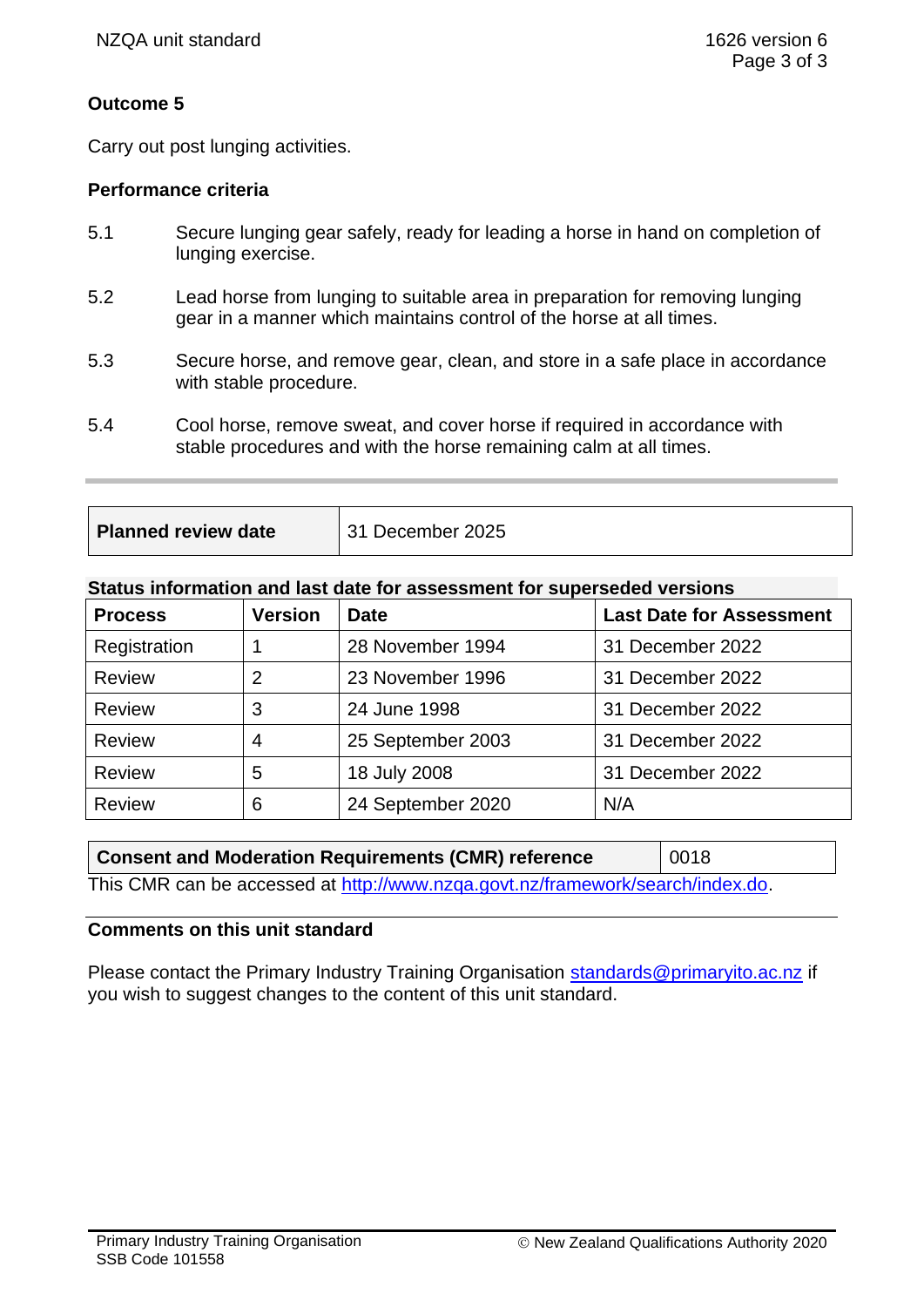## Outcome 5

Carry out post lunging activities.

### Performance criteria

5.1 Secure lunging gear safely, ready for leading a horse in hand on completion of lunging exercise.

5.2 Lead horse from lunging to suitable area in preparation for removing lunging gear in a manner which maintains control of the horse at all times.

5.3 Secure horse, and remove gear, clean, and store in a safe place in accordance with stable procedure.

5.4 Cool horse, remove sweat, and cover horse if required in accordance with stable procedures and with the horse remaining calm at all times.

| | |
|---|---|
| **Planned review date** | 31 December 2025 |

**Status information and last date for assessment for superseded versions**

| Process | Version | Date | Last Date for Assessment |
|---|---|---|---|
| Registration | 1 | 28 November 1994 | 31 December 2022 |
| Review | 2 | 23 November 1996 | 31 December 2022 |
| Review | 3 | 24 June 1998 | 31 December 2022 |
| Review | 4 | 25 September 2003 | 31 December 2022 |
| Review | 5 | 18 July 2008 | 31 December 2022 |
| Review | 6 | 24 September 2020 | N/A |

| | |
|---|---|
| **Consent and Moderation Requirements (CMR) reference** | 0018 |

This CMR can be accessed at http://www.nzqa.govt.nz/framework/search/index.do.

**Comments on this unit standard**

Please contact the Primary Industry Training Organisation standards@primaryito.ac.nz if you wish to suggest changes to the content of this unit standard.